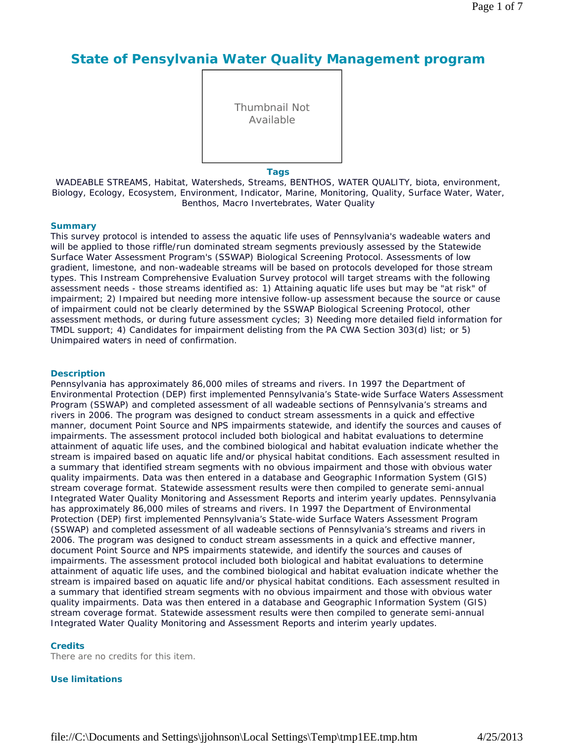# State of Pensylvania Water Quality Management program

Thumbnail Not Available

**Tags**

WADEABLE STREAMS, Habitat, Watersheds, Streams, BENTHOS, WATER QUALITY, biota, environment, Biology, Ecology, Ecosystem, Environment, Indicator, Marine, Monitoring, Quality, Surface Water, Water, Benthos, Macro Invertebrates, Water Quality

### Summary

This survey protocol is intended to assess the aquatic life uses of Pennsylvania's wadeable waters and will be applied to those riffle/run dominated stream segments previously assessed by the Statewide Surface Water Assessment Program's (SSWAP) Biological Screening Protocol. Assessments of low gradient, limestone, and non-wadeable streams will be based on protocols developed for those stream types. This Instream Comprehensive Evaluation Survey protocol will target streams with the following assessment needs - those streams identified as: 1) Attaining aquatic life uses but may be "at risk" of impairment; 2) Impaired but needing more intensive follow-up assessment because the source or cause of impairment could not be clearly determined by the SSWAP Biological Screening Protocol, other assessment methods, or during future assessment cycles; 3) Needing more detailed field information for TMDL support; 4) Candidates for impairment delisting from the PA CWA Section 303(d) list; or 5) Unimpaired waters in need of confirmation.

### Description

Pennsylvania has approximately 86,000 miles of streams and rivers. In 1997 the Department of Environmental Protection (DEP) first implemented Pennsylvania's State-wide Surface Waters Assessment Program (SSWAP) and completed assessment of all wadeable sections of Pennsylvania's streams and rivers in 2006. The program was designed to conduct stream assessments in a quick and effective manner, document Point Source and NPS impairments statewide, and identify the sources and causes of impairments. The assessment protocol included both biological and habitat evaluations to determine attainment of aquatic life uses, and the combined biological and habitat evaluation indicate whether the stream is impaired based on aquatic life and/or physical habitat conditions. Each assessment resulted in a summary that identified stream segments with no obvious impairment and those with obvious water quality impairments. Data was then entered in a database and Geographic Information System (GIS) stream coverage format. Statewide assessment results were then compiled to generate semi-annual Integrated Water Quality Monitoring and Assessment Reports and interim yearly updates. Pennsylvania has approximately 86,000 miles of streams and rivers. In 1997 the Department of Environmental Protection (DEP) first implemented Pennsylvania's State-wide Surface Waters Assessment Program (SSWAP) and completed assessment of all wadeable sections of Pennsylvania's streams and rivers in 2006. The program was designed to conduct stream assessments in a quick and effective manner, document Point Source and NPS impairments statewide, and identify the sources and causes of impairments. The assessment protocol included both biological and habitat evaluations to determine attainment of aquatic life uses, and the combined biological and habitat evaluation indicate whether the stream is impaired based on aquatic life and/or physical habitat conditions. Each assessment resulted in a summary that identified stream segments with no obvious impairment and those with obvious water quality impairments. Data was then entered in a database and Geographic Information System (GIS) stream coverage format. Statewide assessment results were then compiled to generate semi-annual Integrated Water Quality Monitoring and Assessment Reports and interim yearly updates.

### Credits

There are no credits for this item.

### Use limitations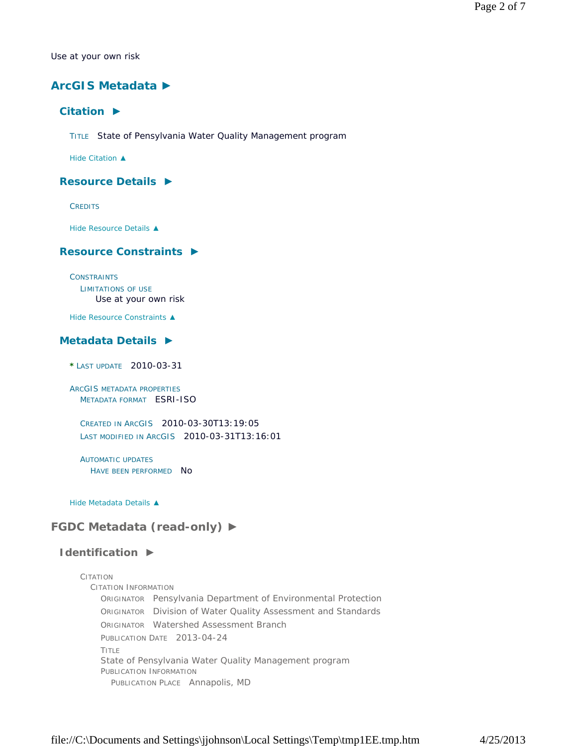Use at your own risk

# ArcGIS Metadata ►

## Citation ►

TITLE State of Pensylvania Water Quality Management program

Hide Citation ▲

## Resource Details ►

CREDITS

Hide Resource Details ▲

## Resource Constraints ►

CONSTRAINTS
- LIMITATIONS OF USE
  - Use at your own risk

Hide Resource Constraints ▲

## Metadata Details ►

\* LAST UPDATE 2010-03-31

ARCGIS METADATA PROPERTIES
- METADATA FORMAT ESRI-ISO
- CREATED IN ARCGIS 2010-03-30T13:19:05
- LAST MODIFIED IN ARCGIS 2010-03-31T13:16:01
- AUTOMATIC UPDATES
  - HAVE BEEN PERFORMED No

Hide Metadata Details ▲

# FGDC Metadata (read-only) ►

## Identification ►

CITATION
- CITATION INFORMATION
  - ORIGINATOR Pensylvania Department of Environmental Protection
  - ORIGINATOR Division of Water Quality Assessment and Standards
  - ORIGINATOR Watershed Assessment Branch
  - PUBLICATION DATE 2013-04-24
  - TITLE
    State of Pensylvania Water Quality Management program
  - PUBLICATION INFORMATION
    - PUBLICATION PLACE Annapolis, MD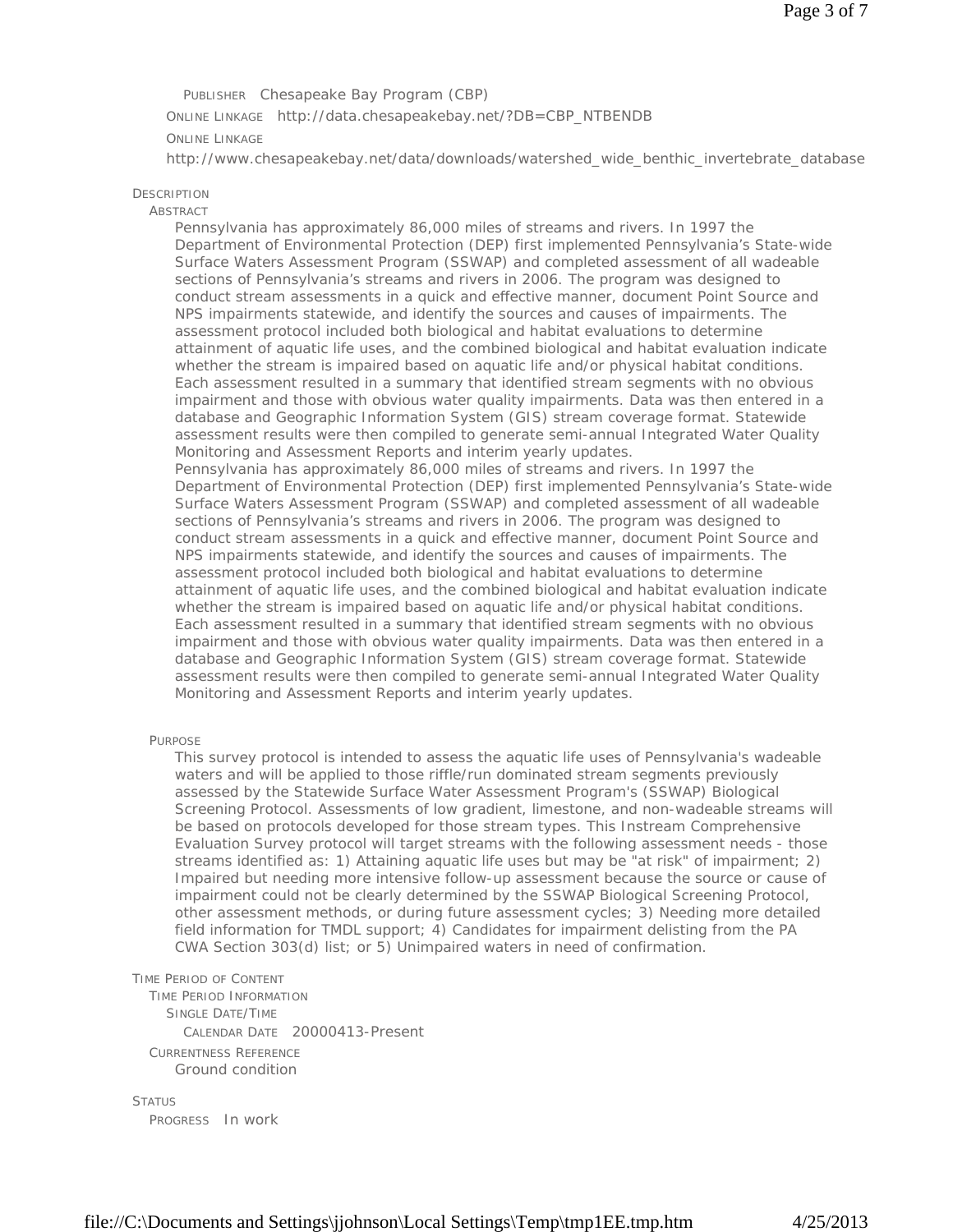PUBLISHER Chesapeake Bay Program (CBP)

ONLINE LINKAGE http://data.chesapeakebay.net/?DB=CBP_NTBENDB

ONLINE LINKAGE

http://www.chesapeakebay.net/data/downloads/watershed_wide_benthic_invertebrate_database

DESCRIPTION

ABSTRACT

Pennsylvania has approximately 86,000 miles of streams and rivers. In 1997 the Department of Environmental Protection (DEP) first implemented Pennsylvania's State-wide Surface Waters Assessment Program (SSWAP) and completed assessment of all wadeable sections of Pennsylvania's streams and rivers in 2006. The program was designed to conduct stream assessments in a quick and effective manner, document Point Source and NPS impairments statewide, and identify the sources and causes of impairments. The assessment protocol included both biological and habitat evaluations to determine attainment of aquatic life uses, and the combined biological and habitat evaluation indicate whether the stream is impaired based on aquatic life and/or physical habitat conditions. Each assessment resulted in a summary that identified stream segments with no obvious impairment and those with obvious water quality impairments. Data was then entered in a database and Geographic Information System (GIS) stream coverage format. Statewide assessment results were then compiled to generate semi-annual Integrated Water Quality Monitoring and Assessment Reports and interim yearly updates.
Pennsylvania has approximately 86,000 miles of streams and rivers. In 1997 the Department of Environmental Protection (DEP) first implemented Pennsylvania's State-wide Surface Waters Assessment Program (SSWAP) and completed assessment of all wadeable sections of Pennsylvania's streams and rivers in 2006. The program was designed to conduct stream assessments in a quick and effective manner, document Point Source and NPS impairments statewide, and identify the sources and causes of impairments. The assessment protocol included both biological and habitat evaluations to determine attainment of aquatic life uses, and the combined biological and habitat evaluation indicate whether the stream is impaired based on aquatic life and/or physical habitat conditions. Each assessment resulted in a summary that identified stream segments with no obvious impairment and those with obvious water quality impairments. Data was then entered in a database and Geographic Information System (GIS) stream coverage format. Statewide assessment results were then compiled to generate semi-annual Integrated Water Quality Monitoring and Assessment Reports and interim yearly updates.

PURPOSE

This survey protocol is intended to assess the aquatic life uses of Pennsylvania's wadeable waters and will be applied to those riffle/run dominated stream segments previously assessed by the Statewide Surface Water Assessment Program's (SSWAP) Biological Screening Protocol. Assessments of low gradient, limestone, and non-wadeable streams will be based on protocols developed for those stream types. This Instream Comprehensive Evaluation Survey protocol will target streams with the following assessment needs - those streams identified as: 1) Attaining aquatic life uses but may be "at risk" of impairment; 2) Impaired but needing more intensive follow-up assessment because the source or cause of impairment could not be clearly determined by the SSWAP Biological Screening Protocol, other assessment methods, or during future assessment cycles; 3) Needing more detailed field information for TMDL support; 4) Candidates for impairment delisting from the PA CWA Section 303(d) list; or 5) Unimpaired waters in need of confirmation.

TIME PERIOD OF CONTENT

TIME PERIOD INFORMATION

SINGLE DATE/TIME

CALENDAR DATE 20000413-Present

CURRENTNESS REFERENCE

Ground condition

STATUS

PROGRESS In work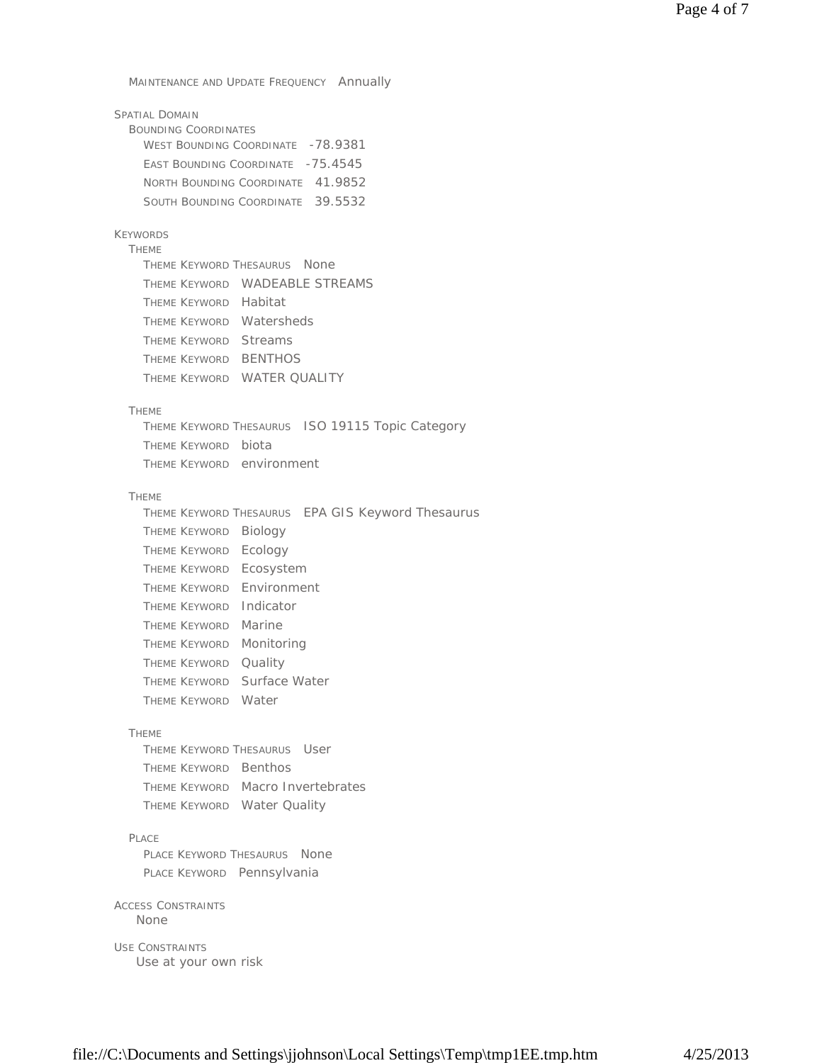MAINTENANCE AND UPDATE FREQUENCY Annually

SPATIAL DOMAIN

BOUNDING COORDINATES

- WEST BOUNDING COORDINATE -78.9381
- EAST BOUNDING COORDINATE -75.4545
- NORTH BOUNDING COORDINATE 41.9852
- SOUTH BOUNDING COORDINATE 39.5532

KEYWORDS

THEME

- THEME KEYWORD THESAURUS None
- THEME KEYWORD WADEABLE STREAMS
- THEME KEYWORD Habitat
- THEME KEYWORD Watersheds
- THEME KEYWORD Streams
- THEME KEYWORD BENTHOS
- THEME KEYWORD WATER QUALITY

THEME

- THEME KEYWORD THESAURUS ISO 19115 Topic Category
- THEME KEYWORD biota
- THEME KEYWORD environment

THEME

- THEME KEYWORD THESAURUS EPA GIS Keyword Thesaurus
- THEME KEYWORD Biology
- THEME KEYWORD Ecology
- THEME KEYWORD Ecosystem
- THEME KEYWORD Environment
- THEME KEYWORD Indicator
- THEME KEYWORD Marine
- THEME KEYWORD Monitoring
- THEME KEYWORD Quality
- THEME KEYWORD Surface Water
- THEME KEYWORD Water

THEME

- THEME KEYWORD THESAURUS User
- THEME KEYWORD Benthos
- THEME KEYWORD Macro Invertebrates
- THEME KEYWORD Water Quality

PLACE

- PLACE KEYWORD THESAURUS None
- PLACE KEYWORD Pennsylvania

ACCESS CONSTRAINTS

None

USE CONSTRAINTS

Use at your own risk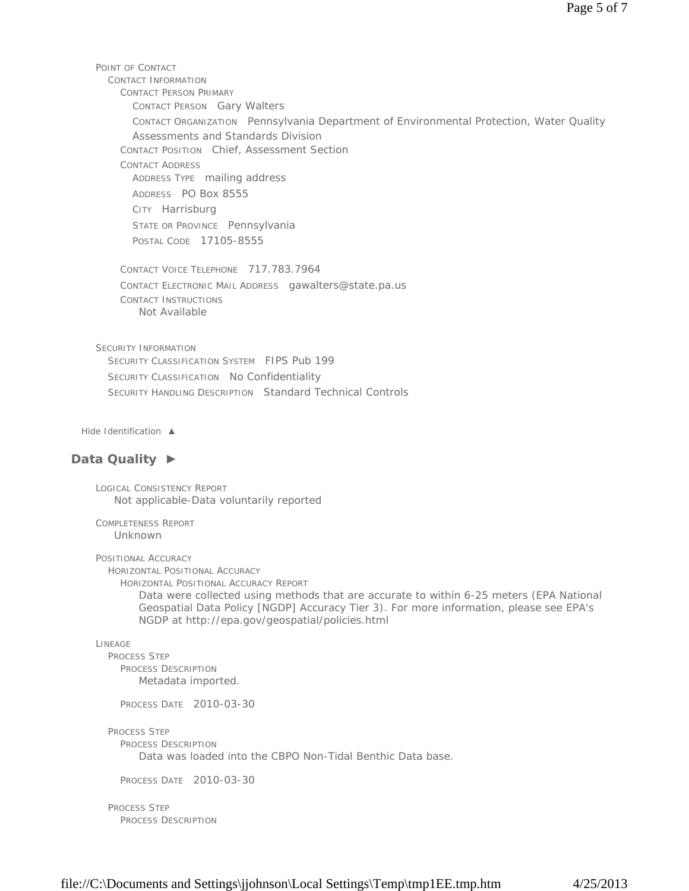POINT OF CONTACT
  CONTACT INFORMATION
    CONTACT PERSON PRIMARY
      CONTACT PERSON   Gary Walters
      CONTACT ORGANIZATION   Pennsylvania Department of Environmental Protection, Water Quality Assessments and Standards Division
    CONTACT POSITION   Chief, Assessment Section
    CONTACT ADDRESS
      ADDRESS TYPE   mailing address
      ADDRESS   PO Box 8555
      CITY   Harrisburg
      STATE OR PROVINCE   Pennsylvania
      POSTAL CODE   17105-8555

    CONTACT VOICE TELEPHONE   717.783.7964
    CONTACT ELECTRONIC MAIL ADDRESS   gawalters@state.pa.us
    CONTACT INSTRUCTIONS
      Not Available

SECURITY INFORMATION
  SECURITY CLASSIFICATION SYSTEM   FIPS Pub 199
  SECURITY CLASSIFICATION   No Confidentiality
  SECURITY HANDLING DESCRIPTION   Standard Technical Controls

Hide Identification ▲

## Data Quality ►

LOGICAL CONSISTENCY REPORT
  Not applicable-Data voluntarily reported

COMPLETENESS REPORT
  Unknown

POSITIONAL ACCURACY
  HORIZONTAL POSITIONAL ACCURACY
    HORIZONTAL POSITIONAL ACCURACY REPORT
      Data were collected using methods that are accurate to within 6-25 meters (EPA National Geospatial Data Policy [NGDP] Accuracy Tier 3). For more information, please see EPA's NGDP at http://epa.gov/geospatial/policies.html

LINEAGE
  PROCESS STEP
    PROCESS DESCRIPTION
      Metadata imported.

    PROCESS DATE   2010-03-30

  PROCESS STEP
    PROCESS DESCRIPTION
      Data was loaded into the CBPO Non-Tidal Benthic Data base.

    PROCESS DATE   2010-03-30

  PROCESS STEP
    PROCESS DESCRIPTION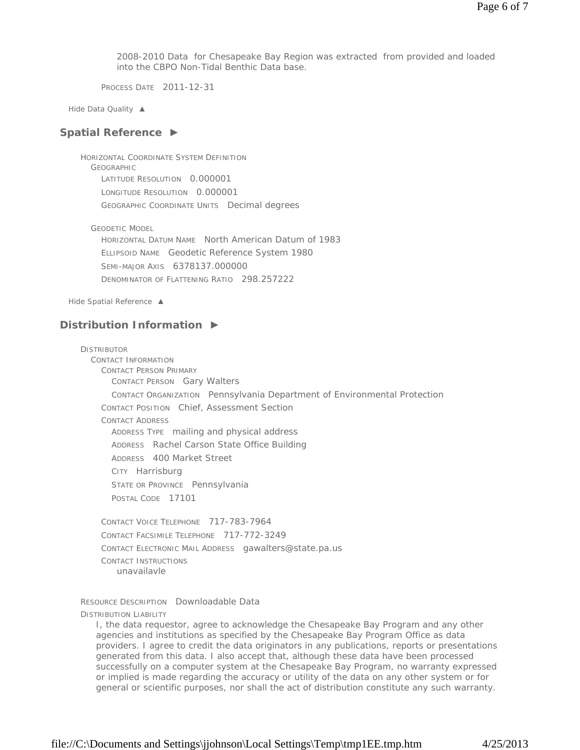2008-2010 Data for Chesapeake Bay Region was extracted from provided and loaded into the CBPO Non-Tidal Benthic Data base.

PROCESS DATE 2011-12-31

Hide Data Quality ▲

## Spatial Reference ►

HORIZONTAL COORDINATE SYSTEM DEFINITION
GEOGRAPHIC
LATITUDE RESOLUTION 0.000001
LONGITUDE RESOLUTION 0.000001
GEOGRAPHIC COORDINATE UNITS Decimal degrees

GEODETIC MODEL
HORIZONTAL DATUM NAME North American Datum of 1983
ELLIPSOID NAME Geodetic Reference System 1980
SEMI-MAJOR AXIS 6378137.000000
DENOMINATOR OF FLATTENING RATIO 298.257222

Hide Spatial Reference ▲

## Distribution Information ►

DISTRIBUTOR
CONTACT INFORMATION
CONTACT PERSON PRIMARY
CONTACT PERSON Gary Walters
CONTACT ORGANIZATION Pennsylvania Department of Environmental Protection
CONTACT POSITION Chief, Assessment Section
CONTACT ADDRESS
ADDRESS TYPE mailing and physical address
ADDRESS Rachel Carson State Office Building
ADDRESS 400 Market Street
CITY Harrisburg
STATE OR PROVINCE Pennsylvania
POSTAL CODE 17101

CONTACT VOICE TELEPHONE 717-783-7964
CONTACT FACSIMILE TELEPHONE 717-772-3249
CONTACT ELECTRONIC MAIL ADDRESS gawalters@state.pa.us
CONTACT INSTRUCTIONS
unavailavle

RESOURCE DESCRIPTION Downloadable Data
DISTRIBUTION LIABILITY
I, the data requestor, agree to acknowledge the Chesapeake Bay Program and any other agencies and institutions as specified by the Chesapeake Bay Program Office as data providers. I agree to credit the data originators in any publications, reports or presentations generated from this data. I also accept that, although these data have been processed successfully on a computer system at the Chesapeake Bay Program, no warranty expressed or implied is made regarding the accuracy or utility of the data on any other system or for general or scientific purposes, nor shall the act of distribution constitute any such warranty.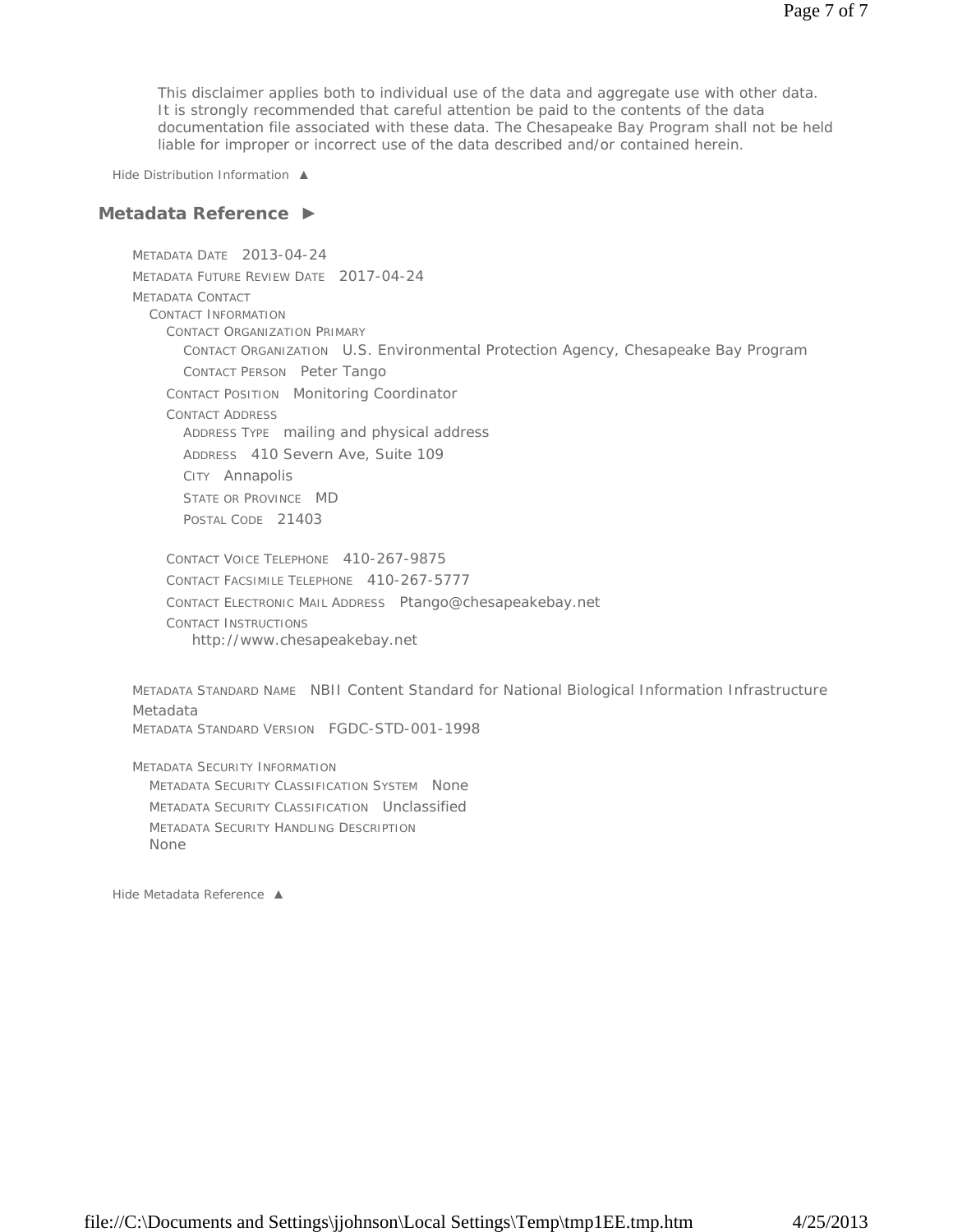This disclaimer applies both to individual use of the data and aggregate use with other data. It is strongly recommended that careful attention be paid to the contents of the data documentation file associated with these data. The Chesapeake Bay Program shall not be held liable for improper or incorrect use of the data described and/or contained herein.

Hide Distribution Information ▲

## Metadata Reference ►

METADATA DATE 2013-04-24
METADATA FUTURE REVIEW DATE 2017-04-24
METADATA CONTACT
CONTACT INFORMATION
CONTACT ORGANIZATION PRIMARY
CONTACT ORGANIZATION U.S. Environmental Protection Agency, Chesapeake Bay Program
CONTACT PERSON Peter Tango
CONTACT POSITION Monitoring Coordinator
CONTACT ADDRESS
ADDRESS TYPE mailing and physical address
ADDRESS 410 Severn Ave, Suite 109
CITY Annapolis
STATE OR PROVINCE MD
POSTAL CODE 21403

CONTACT VOICE TELEPHONE 410-267-9875
CONTACT FACSIMILE TELEPHONE 410-267-5777
CONTACT ELECTRONIC MAIL ADDRESS Ptango@chesapeakebay.net
CONTACT INSTRUCTIONS
http://www.chesapeakebay.net

METADATA STANDARD NAME NBII Content Standard for National Biological Information Infrastructure Metadata
METADATA STANDARD VERSION FGDC-STD-001-1998

METADATA SECURITY INFORMATION
METADATA SECURITY CLASSIFICATION SYSTEM None
METADATA SECURITY CLASSIFICATION Unclassified
METADATA SECURITY HANDLING DESCRIPTION
None

Hide Metadata Reference ▲